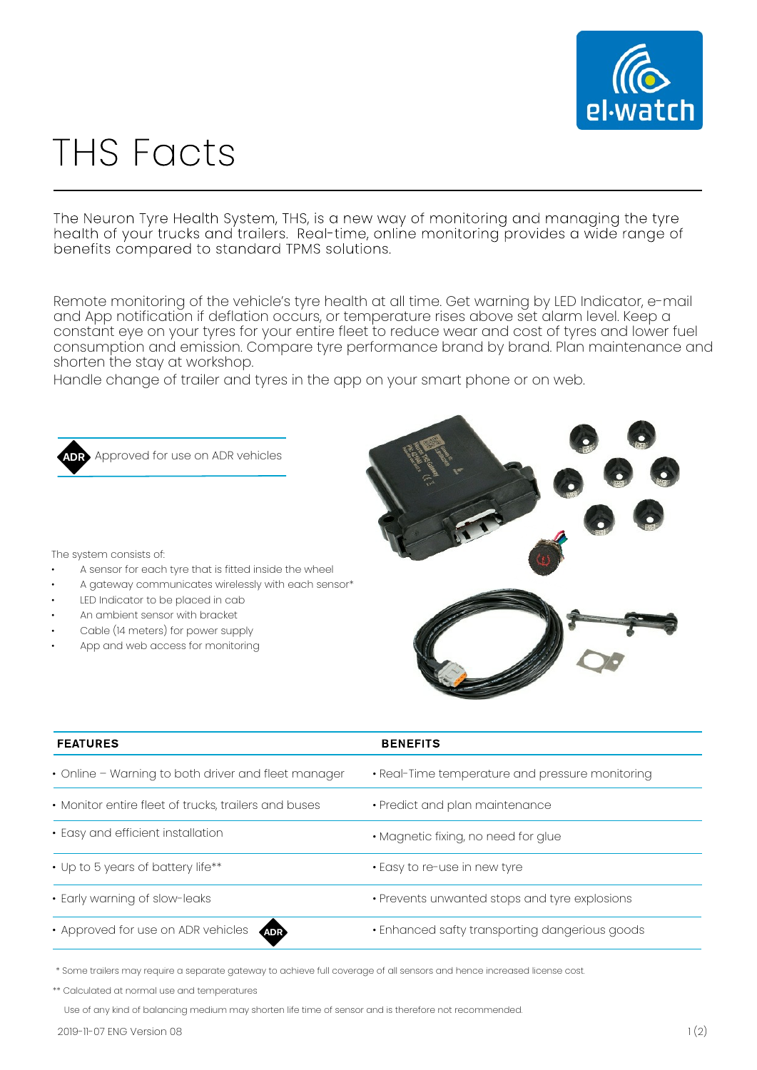# THS Facts

The Neuron Tyre Health System, THS, is a new way of monitoring and managing the tyre health of your trucks and trailers. Real-time, online monitoring provides a wide range of benefits compared to standard TPMS solutions.

Remote monitoring of the vehicle's tyre health at all time. Get warning by LED Indicator, e-mail and App notification if deflation occurs, or temperature rises above set alarm level. Keep a constant eye on your tyres for your entire fleet to reduce wear and cost of tyres and lower fuel consumption and emission. Compare tyre performance brand by brand. Plan maintenance and shorten the stay at workshop.
Handle change of trailer and tyres in the app on your smart phone or on web.

ADR Approved for use on ADR vehicles

The system consists of:

- A sensor for each tyre that is fitted inside the wheel
- A gateway communicates wirelessly with each sensor*
- LED Indicator to be placed in cab
- An ambient sensor with bracket
- Cable (14 meters) for power supply
- App and web access for monitoring

| FEATURES | BENEFITS |
|---|---|
| • Online – Warning to both driver and fleet manager | • Real-Time temperature and pressure monitoring |
| • Monitor entire fleet of trucks, trailers and buses | • Predict and plan maintenance |
| • Easy and efficient installation | • Magnetic fixing, no need for glue |
| • Up to 5 years of battery life** | • Easy to re-use in new tyre |
| • Early warning of slow-leaks | • Prevents unwanted stops and tyre explosions |
| • Approved for use on ADR vehicles ADR | • Enhanced safty transporting dangerious goods |

\* Some trailers may require a separate gateway to achieve full coverage of all sensors and hence increased license cost.

** Calculated at normal use and temperatures

Use of any kind of balancing medium may shorten life time of sensor and is therefore not recommended.

2019-11-07 ENG Version 08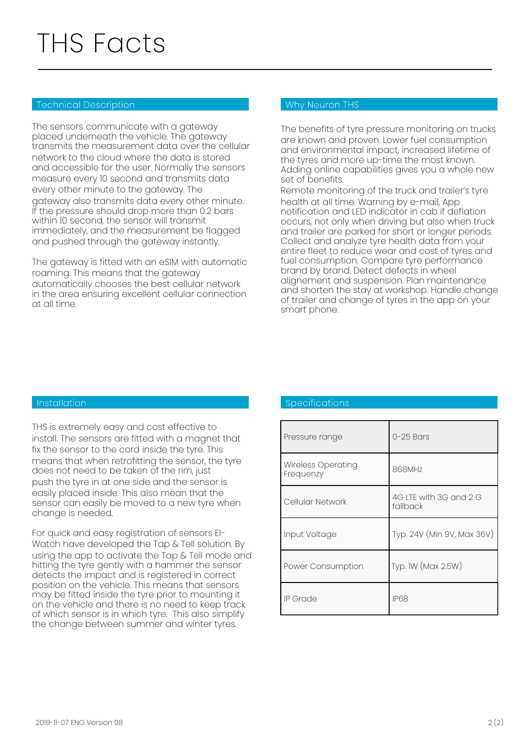# THS Facts

## Technical Description

The sensors communicate with a gateway placed underneath the vehicle. The gateway transmits the measurement data over the cellular network to the cloud where the data is stored and accessible for the user. Normally the sensors measure every 10 second and transmits data every other minute to the gateway. The gateway also transmits data every other minute. If the pressure should drop more than 0.2 bars within 10 second, the sensor will transmit immediately, and the measurement be flagged and pushed through the gateway instantly.

The gateway is fitted with an eSIM with automatic roaming. This means that the gateway automatically chooses the best cellular network in the area ensuring excellent cellular connection at all time.

## Why Neuron THS

The benefits of tyre pressure monitoring on trucks are known and proven. Lower fuel consumption and environmental impact, increased lifetime of the tyres and more up-time the most known. Adding online capabilities gives you a whole new set of benefits.
Remote monitoring of the truck and trailer's tyre health at all time. Warning by e-mail, App notification and LED indicator in cab if deflation occurs, not only when driving but also when truck and trailer are parked for short or longer periods. Collect and analyze tyre health data from your entire fleet to reduce wear and cost of tyres and fuel consumption. Compare tyre performance brand by brand. Detect defects in wheel alignement and suspension. Plan maintenance and shorten the stay at workshop. Handle change of trailer and change of tyres in the app on your smart phone.

## Installation

THS is extremely easy and cost effective to install. The sensors are fitted with a magnet that fix the sensor to the cord inside the tyre. This means that when retrofitting the sensor, the tyre does not need to be taken of the rim, just push the tyre in at one side and the sensor is easily placed inside. This also mean that the sensor can easily be moved to a new tyre when change is needed.

For quick and easy registration of sensors El-Watch have developed the Tap & Tell solution. By using the app to activate the Tap & Tell mode and hitting the tyre gently with a hammer the sensor detects the impact and is registered in correct position on the vehicle. This means that sensors may be fitted inside the tyre prior to mounting it on the vehicle and there is no need to keep track of which sensor is in which tyre. This also simplify the change between summer and winter tyres.

## Specifications

| | |
|---|---|
| Pressure range | 0-25 Bars |
| Wireless Operating Frequenzy | 868MHz |
| Cellular Network | 4G LTE with 3G and 2 G fallback |
| Input Voltage | Typ. 24V (Min 9V, Max 36V) |
| Power Consumption | Typ. 1W (Max 2.5W) |
| IP Grade | IP68 |

2019-11-07 ENG Version 08